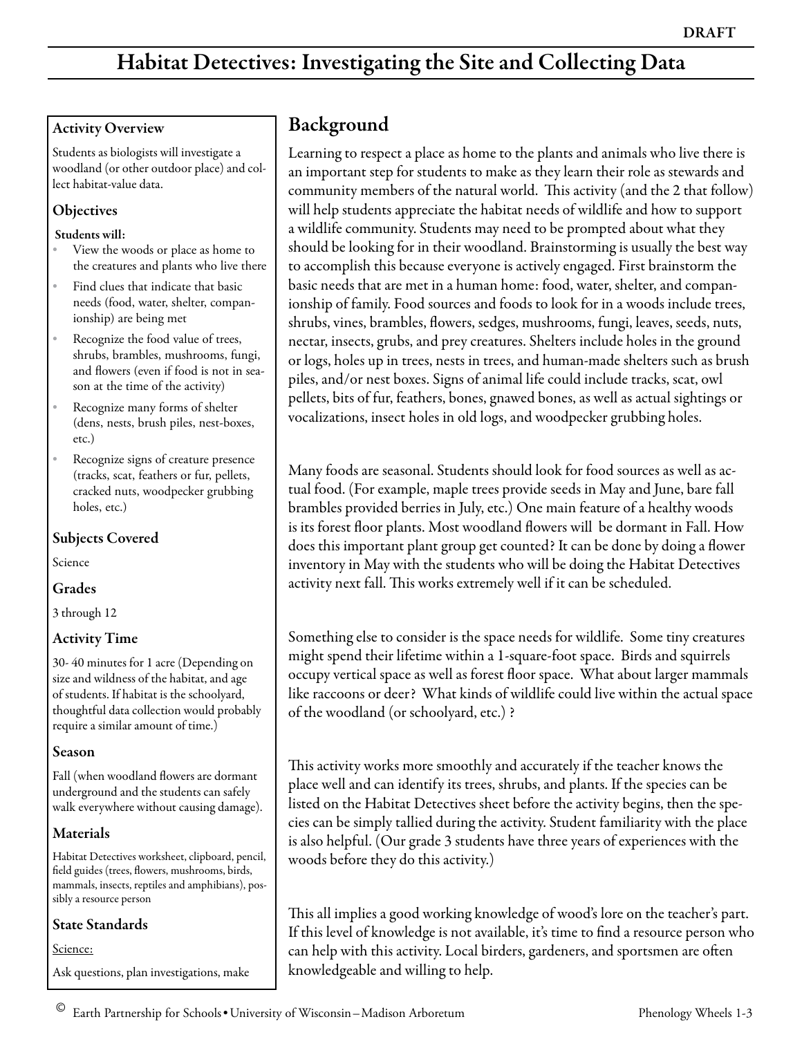DRAFT

# Habitat Detectives: Investigating the Site and Collecting Data

### Activity Overview

Students as biologists will investigate a woodland (or other outdoor place) and collect habitat-value data.

### Objectives

**Students will:**

- View the woods or place as home to the creatures and plants who live there
- Find clues that indicate that basic needs (food, water, shelter, companionship) are being met
- Recognize the food value of trees, shrubs, brambles, mushrooms, fungi, and flowers (even if food is not in season at the time of the activity)
- Recognize many forms of shelter (dens, nests, brush piles, nest-boxes, etc.)
- Recognize signs of creature presence (tracks, scat, feathers or fur, pellets, cracked nuts, woodpecker grubbing holes, etc.)

### Subjects Covered

Science

### Grades

3 through 12

### Activity Time

30- 40 minutes for 1 acre (Depending on size and wildness of the habitat, and age of students. If habitat is the schoolyard, thoughtful data collection would probably require a similar amount of time.)

### Season

Fall (when woodland flowers are dormant underground and the students can safely walk everywhere without causing damage).

### Materials

Habitat Detectives worksheet, clipboard, pencil, field guides (trees, flowers, mushrooms, birds, mammals, insects, reptiles and amphibians), possibly a resource person

### State Standards

Science:

Ask questions, plan investigations, make

## Background

Learning to respect a place as home to the plants and animals who live there is an important step for students to make as they learn their role as stewards and community members of the natural world. This activity (and the 2 that follow) will help students appreciate the habitat needs of wildlife and how to support a wildlife community. Students may need to be prompted about what they should be looking for in their woodland. Brainstorming is usually the best way to accomplish this because everyone is actively engaged. First brainstorm the basic needs that are met in a human home: food, water, shelter, and companionship of family. Food sources and foods to look for in a woods include trees, shrubs, vines, brambles, flowers, sedges, mushrooms, fungi, leaves, seeds, nuts, nectar, insects, grubs, and prey creatures. Shelters include holes in the ground or logs, holes up in trees, nests in trees, and human-made shelters such as brush piles, and/or nest boxes. Signs of animal life could include tracks, scat, owl pellets, bits of fur, feathers, bones, gnawed bones, as well as actual sightings or vocalizations, insect holes in old logs, and woodpecker grubbing holes.

Many foods are seasonal. Students should look for food sources as well as actual food. (For example, maple trees provide seeds in May and June, bare fall brambles provided berries in July, etc.) One main feature of a healthy woods is its forest floor plants. Most woodland flowers will be dormant in Fall. How does this important plant group get counted? It can be done by doing a flower inventory in May with the students who will be doing the Habitat Detectives activity next fall. This works extremely well if it can be scheduled.

Something else to consider is the space needs for wildlife. Some tiny creatures might spend their lifetime within a 1-square-foot space. Birds and squirrels occupy vertical space as well as forest floor space. What about larger mammals like raccoons or deer? What kinds of wildlife could live within the actual space of the woodland (or schoolyard, etc.) ?

This activity works more smoothly and accurately if the teacher knows the place well and can identify its trees, shrubs, and plants. If the species can be listed on the Habitat Detectives sheet before the activity begins, then the species can be simply tallied during the activity. Student familiarity with the place is also helpful. (Our grade 3 students have three years of experiences with the woods before they do this activity.)

This all implies a good working knowledge of wood's lore on the teacher's part. If this level of knowledge is not available, it's time to find a resource person who can help with this activity. Local birders, gardeners, and sportsmen are often knowledgeable and willing to help.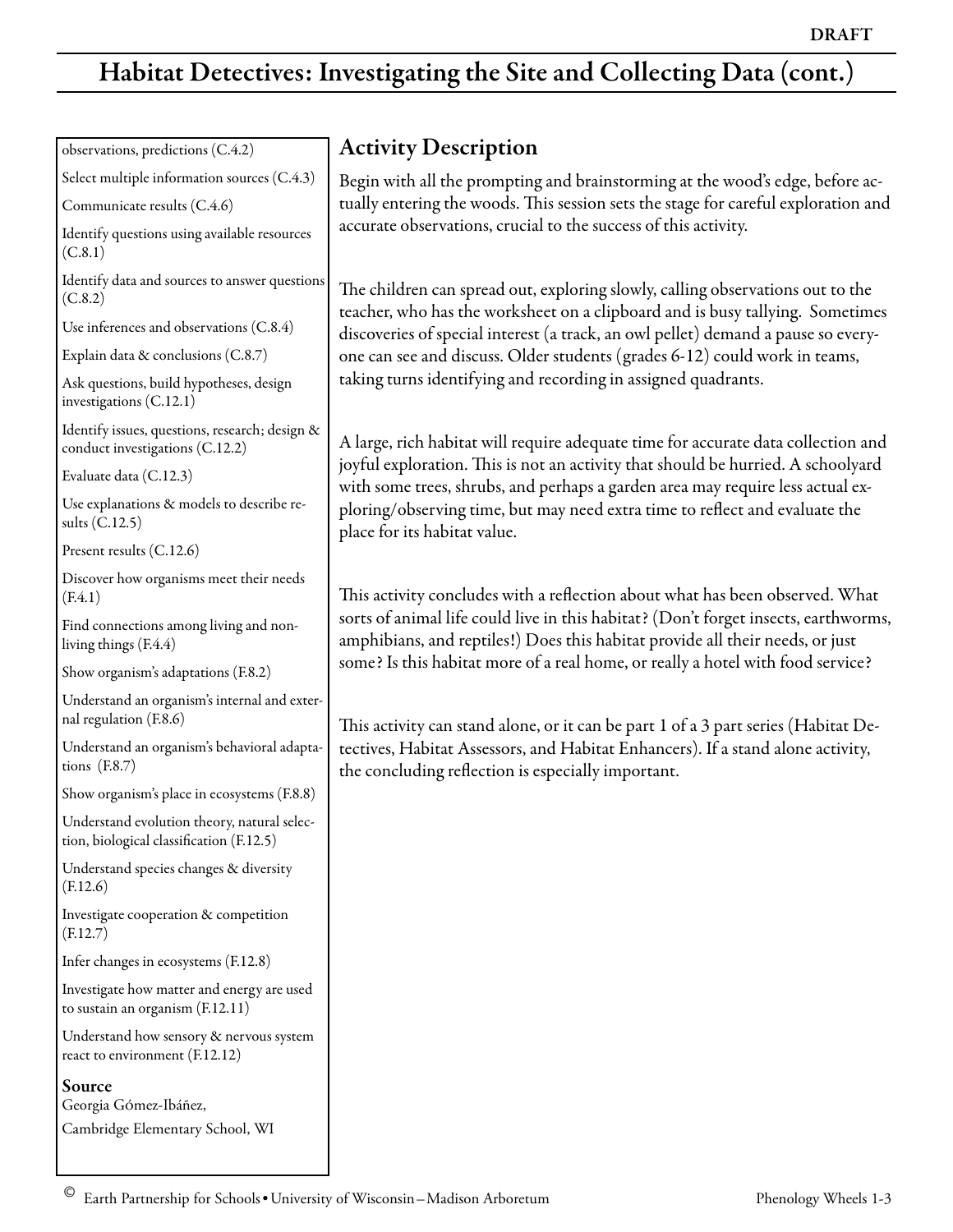# Habitat Detectives: Investigating the Site and Collecting Data (cont.)

observations, predictions (C.4.2)

Select multiple information sources (C.4.3)

Communicate results (C.4.6)

Identify questions using available resources (C.8.1)

Identify data and sources to answer questions (C.8.2)

Use inferences and observations (C.8.4)

Explain data & conclusions (C.8.7)

Ask questions, build hypotheses, design investigations (C.12.1)

Identify issues, questions, research; design & conduct investigations (C.12.2)

Evaluate data (C.12.3)

Use explanations & models to describe results (C.12.5)

Present results (C.12.6)

Discover how organisms meet their needs (F.4.1)

Find connections among living and non-living things (F.4.4)

Show organism's adaptations (F.8.2)

Understand an organism's internal and external regulation (F.8.6)

Understand an organism's behavioral adaptations (F.8.7)

Show organism's place in ecosystems (F.8.8)

Understand evolution theory, natural selection, biological classification (F.12.5)

Understand species changes & diversity (F.12.6)

Investigate cooperation & competition (F.12.7)

Infer changes in ecosystems (F.12.8)

Investigate how matter and energy are used to sustain an organism (F.12.11)

Understand how sensory & nervous system react to environment (F.12.12)

**Source**

Georgia Gómez-Ibáñez,

Cambridge Elementary School, WI

## Activity Description

Begin with all the prompting and brainstorming at the wood's edge, before actually entering the woods. This session sets the stage for careful exploration and accurate observations, crucial to the success of this activity.

The children can spread out, exploring slowly, calling observations out to the teacher, who has the worksheet on a clipboard and is busy tallying. Sometimes discoveries of special interest (a track, an owl pellet) demand a pause so everyone can see and discuss. Older students (grades 6-12) could work in teams, taking turns identifying and recording in assigned quadrants.

A large, rich habitat will require adequate time for accurate data collection and joyful exploration. This is not an activity that should be hurried. A schoolyard with some trees, shrubs, and perhaps a garden area may require less actual exploring/observing time, but may need extra time to reflect and evaluate the place for its habitat value.

This activity concludes with a reflection about what has been observed. What sorts of animal life could live in this habitat? (Don't forget insects, earthworms, amphibians, and reptiles!) Does this habitat provide all their needs, or just some? Is this habitat more of a real home, or really a hotel with food service?

This activity can stand alone, or it can be part 1 of a 3 part series (Habitat Detectives, Habitat Assessors, and Habitat Enhancers). If a stand alone activity, the concluding reflection is especially important.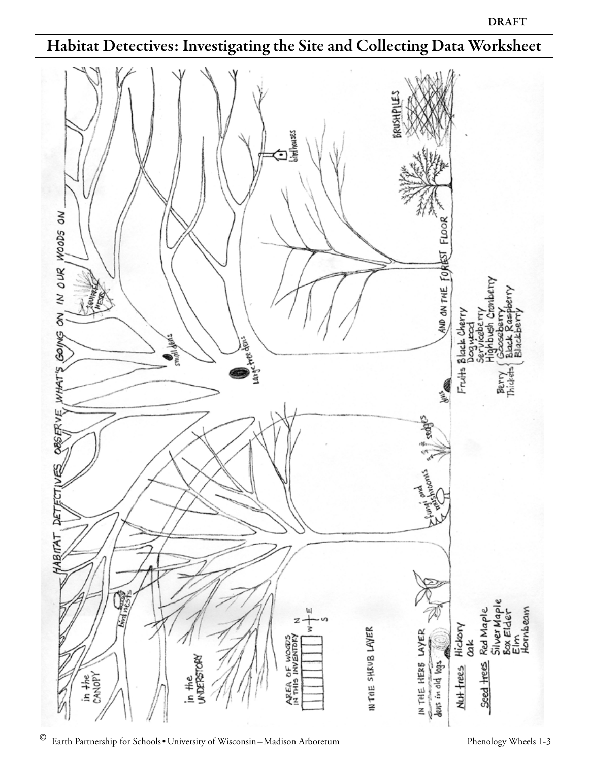# Habitat Detectives: Investigating the Site and Collecting Data Worksheet

HABITAT DETECTIVES OBSERVE WHAT'S GOING ON IN OUR WOODS ON

in the CANOPY

bird nests

squirrel nests

small dens

Large tree dens

birdhouses

in the UNDERSTORY

AREA OF WOODS IN THIS INVENTORY

N

W E

S

IN THE SHRUB LAYER

IN THE HERB LAYER

fungi and mushrooms

sedges

dens

dens in old logs

AND ON THE FOREST FLOOR

BRUSHPILES

Nut trees: Hickory, Oak

Seed trees: Red Maple, Silver Maple, Box Elder, Elm, Hornbeam

Fruits: Black Cherry, Dogwood, Serviceberry, Highbush Cranberry

Berry Thickets: Gooseberry, Black Raspberry, Blackberry